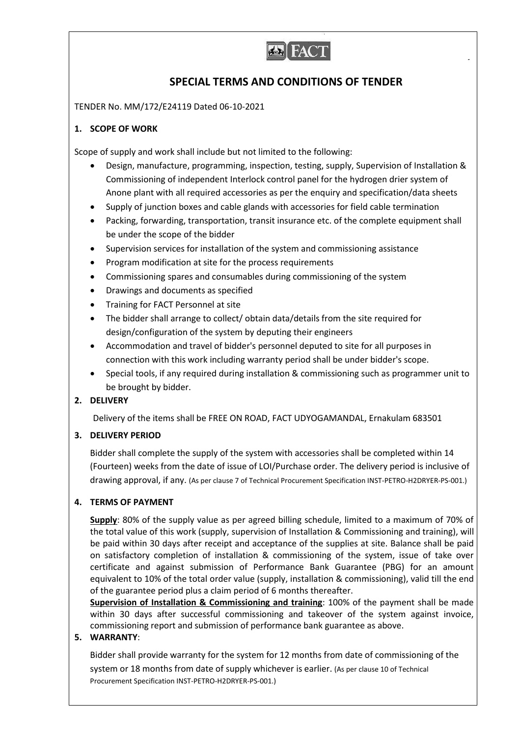# SPECIAL TERMS AND CONDITIONS OF TENDER

TENDER No. MM/172/E24119 Dated 06-10-2021

## 1. SCOPE OF WORK

Scope of supply and work shall include but not limited to the following:

- Design, manufacture, programming, inspection, testing, supply, Supervision of Installation & Commissioning of independent Interlock control panel for the hydrogen drier system of Anone plant with all required accessories as per the enquiry and specification/data sheets
- Supply of junction boxes and cable glands with accessories for field cable termination
- Packing, forwarding, transportation, transit insurance etc. of the complete equipment shall be under the scope of the bidder
- Supervision services for installation of the system and commissioning assistance
- Program modification at site for the process requirements
- Commissioning spares and consumables during commissioning of the system
- Drawings and documents as specified
- Training for FACT Personnel at site
- The bidder shall arrange to collect/ obtain data/details from the site required for design/configuration of the system by deputing their engineers
- Accommodation and travel of bidder's personnel deputed to site for all purposes in connection with this work including warranty period shall be under bidder's scope.
- Special tools, if any required during installation & commissioning such as programmer unit to be brought by bidder.

## 2. DELIVERY

Delivery of the items shall be FREE ON ROAD, FACT UDYOGAMANDAL, Ernakulam 683501

## 3. DELIVERY PERIOD

Bidder shall complete the supply of the system with accessories shall be completed within 14 (Fourteen) weeks from the date of issue of LOI/Purchase order. The delivery period is inclusive of drawing approval, if any. (As per clause 7 of Technical Procurement Specification INST-PETRO-H2DRYER-PS-001.)

## 4. TERMS OF PAYMENT

**Supply**: 80% of the supply value as per agreed billing schedule, limited to a maximum of 70% of the total value of this work (supply, supervision of Installation & Commissioning and training), will be paid within 30 days after receipt and acceptance of the supplies at site. Balance shall be paid on satisfactory completion of installation & commissioning of the system, issue of take over certificate and against submission of Performance Bank Guarantee (PBG) for an amount equivalent to 10% of the total order value (supply, installation & commissioning), valid till the end of the guarantee period plus a claim period of 6 months thereafter.

**Supervision of Installation & Commissioning and training**: 100% of the payment shall be made within 30 days after successful commissioning and takeover of the system against invoice, commissioning report and submission of performance bank guarantee as above.

## 5. WARRANTY:

Bidder shall provide warranty for the system for 12 months from date of commissioning of the system or 18 months from date of supply whichever is earlier. (As per clause 10 of Technical Procurement Specification INST-PETRO-H2DRYER-PS-001.)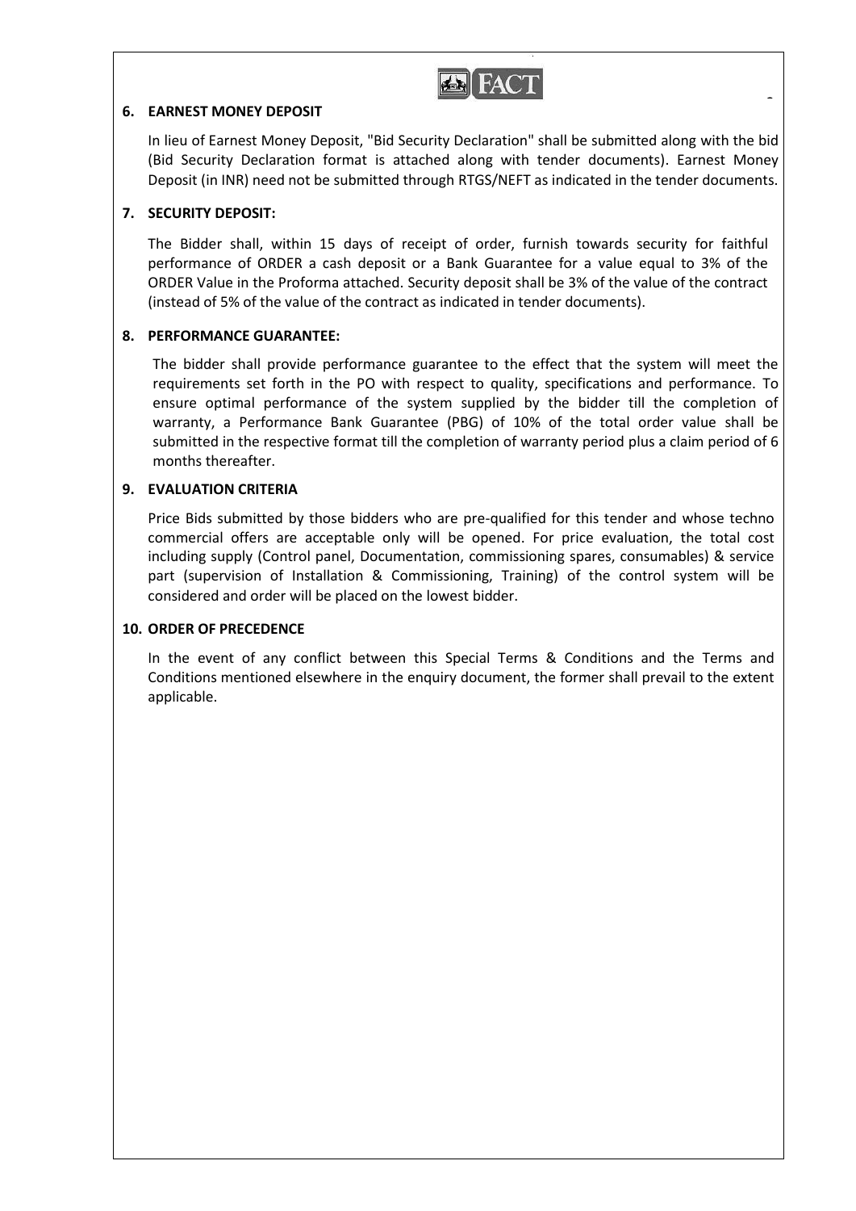## 6. EARNEST MONEY DEPOSIT

In lieu of Earnest Money Deposit, "Bid Security Declaration" shall be submitted along with the bid (Bid Security Declaration format is attached along with tender documents). Earnest Money Deposit (in INR) need not be submitted through RTGS/NEFT as indicated in the tender documents.

## 7. SECURITY DEPOSIT:

The Bidder shall, within 15 days of receipt of order, furnish towards security for faithful performance of ORDER a cash deposit or a Bank Guarantee for a value equal to 3% of the ORDER Value in the Proforma attached. Security deposit shall be 3% of the value of the contract (instead of 5% of the value of the contract as indicated in tender documents).

## 8. PERFORMANCE GUARANTEE:

The bidder shall provide performance guarantee to the effect that the system will meet the requirements set forth in the PO with respect to quality, specifications and performance. To ensure optimal performance of the system supplied by the bidder till the completion of warranty, a Performance Bank Guarantee (PBG) of 10% of the total order value shall be submitted in the respective format till the completion of warranty period plus a claim period of 6 months thereafter.

## 9. EVALUATION CRITERIA

Price Bids submitted by those bidders who are pre-qualified for this tender and whose techno commercial offers are acceptable only will be opened. For price evaluation, the total cost including supply (Control panel, Documentation, commissioning spares, consumables) & service part (supervision of Installation & Commissioning, Training) of the control system will be considered and order will be placed on the lowest bidder.

## 10. ORDER OF PRECEDENCE

In the event of any conflict between this Special Terms & Conditions and the Terms and Conditions mentioned elsewhere in the enquiry document, the former shall prevail to the extent applicable.